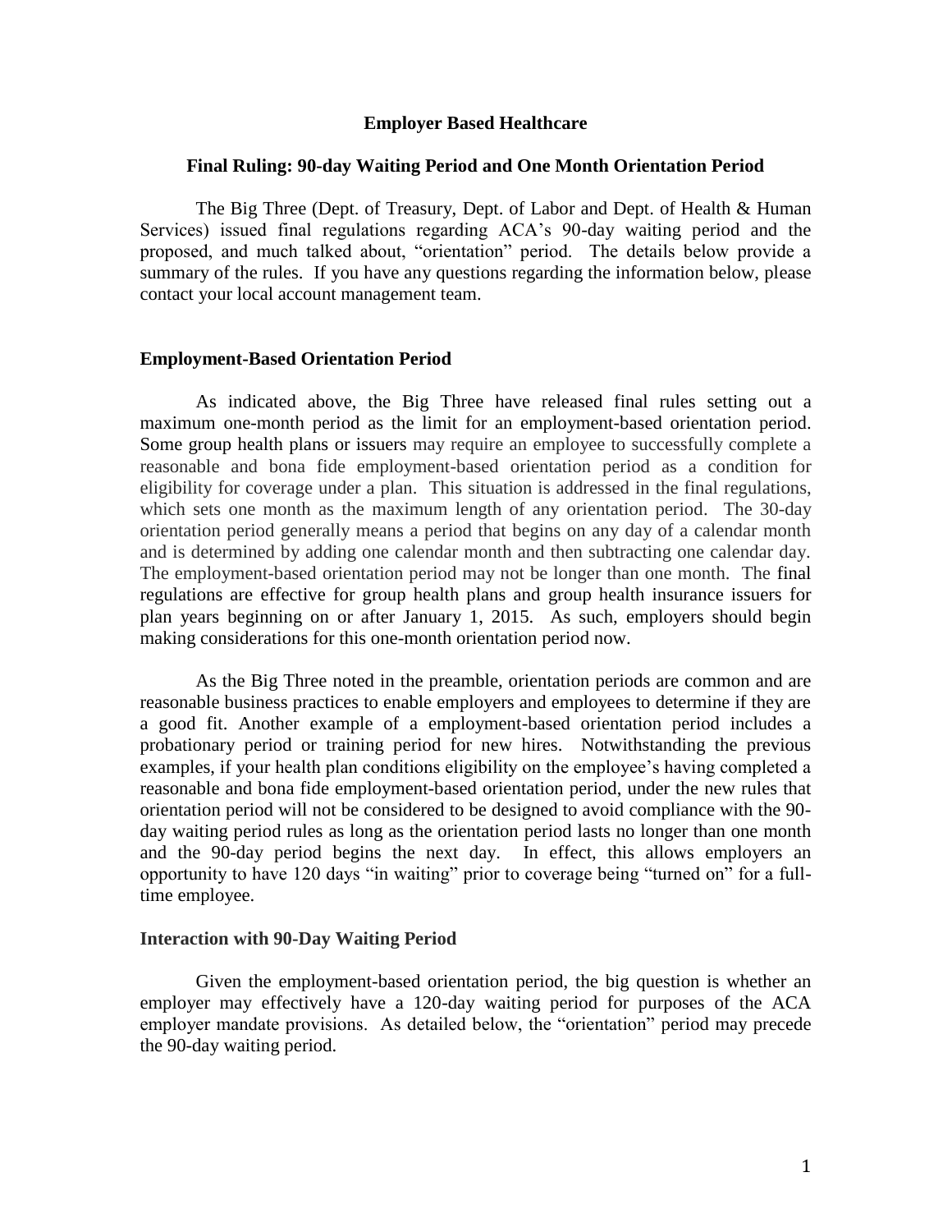**Employer Based Healthcare**

**Final Ruling: 90-day Waiting Period and One Month Orientation Period**

The Big Three (Dept. of Treasury, Dept. of Labor and Dept. of Health & Human Services) issued final regulations regarding ACA's 90-day waiting period and the proposed, and much talked about, "orientation" period. The details below provide a summary of the rules. If you have any questions regarding the information below, please contact your local account management team.

## Employment-Based Orientation Period

As indicated above, the Big Three have released final rules setting out a maximum one-month period as the limit for an employment-based orientation period. Some group health plans or issuers may require an employee to successfully complete a reasonable and bona fide employment-based orientation period as a condition for eligibility for coverage under a plan. This situation is addressed in the final regulations, which sets one month as the maximum length of any orientation period. The 30-day orientation period generally means a period that begins on any day of a calendar month and is determined by adding one calendar month and then subtracting one calendar day. The employment-based orientation period may not be longer than one month. The final regulations are effective for group health plans and group health insurance issuers for plan years beginning on or after January 1, 2015. As such, employers should begin making considerations for this one-month orientation period now.

As the Big Three noted in the preamble, orientation periods are common and are reasonable business practices to enable employers and employees to determine if they are a good fit. Another example of a employment-based orientation period includes a probationary period or training period for new hires. Notwithstanding the previous examples, if your health plan conditions eligibility on the employee's having completed a reasonable and bona fide employment-based orientation period, under the new rules that orientation period will not be considered to be designed to avoid compliance with the 90-day waiting period rules as long as the orientation period lasts no longer than one month and the 90-day period begins the next day. In effect, this allows employers an opportunity to have 120 days "in waiting" prior to coverage being "turned on" for a full-time employee.

## Interaction with 90-Day Waiting Period

Given the employment-based orientation period, the big question is whether an employer may effectively have a 120-day waiting period for purposes of the ACA employer mandate provisions. As detailed below, the "orientation" period may precede the 90-day waiting period.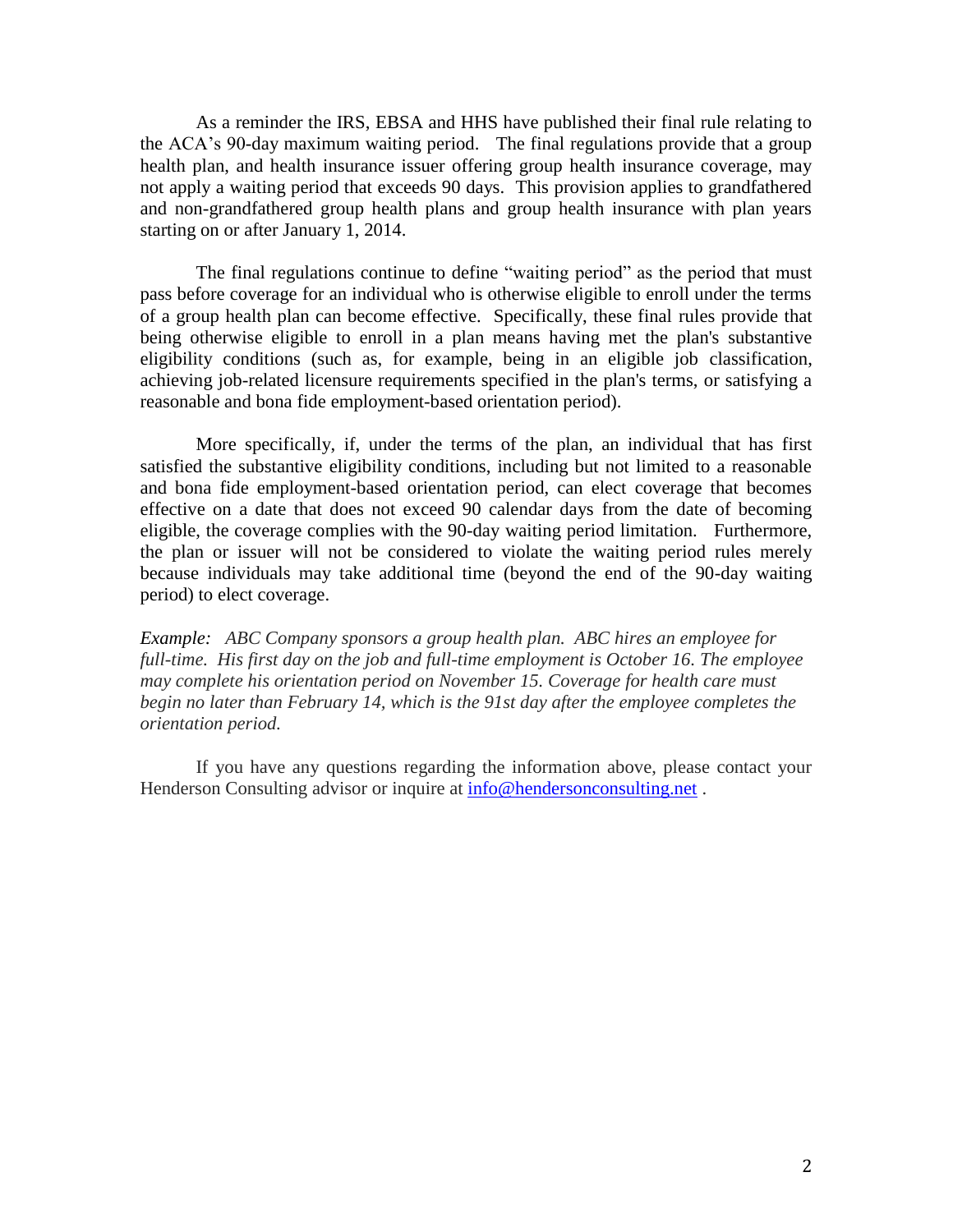As a reminder the IRS, EBSA and HHS have published their final rule relating to the ACA's 90-day maximum waiting period. The final regulations provide that a group health plan, and health insurance issuer offering group health insurance coverage, may not apply a waiting period that exceeds 90 days. This provision applies to grandfathered and non-grandfathered group health plans and group health insurance with plan years starting on or after January 1, 2014.

The final regulations continue to define "waiting period" as the period that must pass before coverage for an individual who is otherwise eligible to enroll under the terms of a group health plan can become effective. Specifically, these final rules provide that being otherwise eligible to enroll in a plan means having met the plan's substantive eligibility conditions (such as, for example, being in an eligible job classification, achieving job-related licensure requirements specified in the plan's terms, or satisfying a reasonable and bona fide employment-based orientation period).

More specifically, if, under the terms of the plan, an individual that has first satisfied the substantive eligibility conditions, including but not limited to a reasonable and bona fide employment-based orientation period, can elect coverage that becomes effective on a date that does not exceed 90 calendar days from the date of becoming eligible, the coverage complies with the 90-day waiting period limitation. Furthermore, the plan or issuer will not be considered to violate the waiting period rules merely because individuals may take additional time (beyond the end of the 90-day waiting period) to elect coverage.

*Example: ABC Company sponsors a group health plan. ABC hires an employee for full-time. His first day on the job and full-time employment is October 16. The employee may complete his orientation period on November 15. Coverage for health care must begin no later than February 14, which is the 91st day after the employee completes the orientation period.*

If you have any questions regarding the information above, please contact your Henderson Consulting advisor or inquire at info@hendersonconsulting.net .